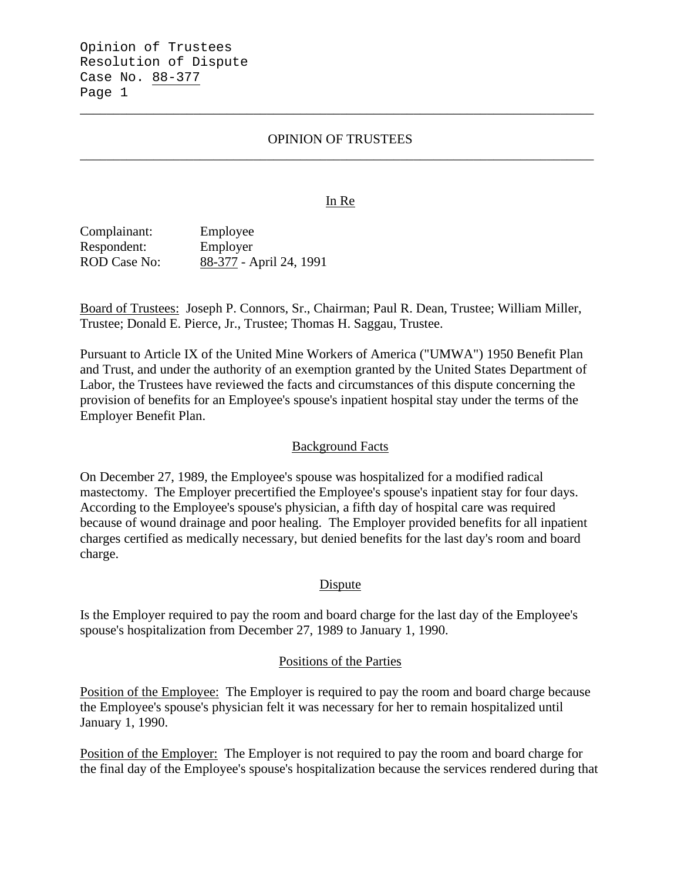# OPINION OF TRUSTEES

## In Re

Complainant: Employee
Respondent: Employer
ROD Case No: 88-377 - April 24, 1991

Board of Trustees: Joseph P. Connors, Sr., Chairman; Paul R. Dean, Trustee; William Miller, Trustee; Donald E. Pierce, Jr., Trustee; Thomas H. Saggau, Trustee.

Pursuant to Article IX of the United Mine Workers of America ("UMWA") 1950 Benefit Plan and Trust, and under the authority of an exemption granted by the United States Department of Labor, the Trustees have reviewed the facts and circumstances of this dispute concerning the provision of benefits for an Employee's spouse's inpatient hospital stay under the terms of the Employer Benefit Plan.

## Background Facts

On December 27, 1989, the Employee's spouse was hospitalized for a modified radical mastectomy. The Employer precertified the Employee's spouse's inpatient stay for four days. According to the Employee's spouse's physician, a fifth day of hospital care was required because of wound drainage and poor healing. The Employer provided benefits for all inpatient charges certified as medically necessary, but denied benefits for the last day's room and board charge.

## Dispute

Is the Employer required to pay the room and board charge for the last day of the Employee's spouse's hospitalization from December 27, 1989 to January 1, 1990.

## Positions of the Parties

Position of the Employee: The Employer is required to pay the room and board charge because the Employee's spouse's physician felt it was necessary for her to remain hospitalized until January 1, 1990.

Position of the Employer: The Employer is not required to pay the room and board charge for the final day of the Employee's spouse's hospitalization because the services rendered during that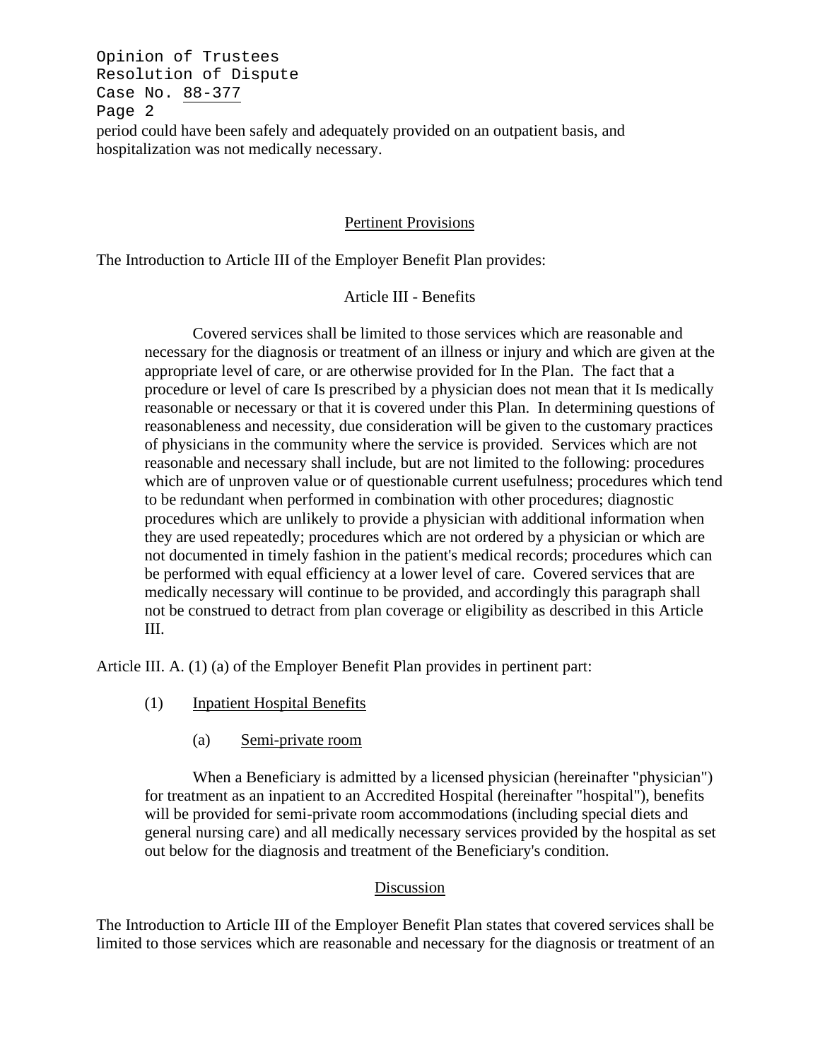period could have been safely and adequately provided on an outpatient basis, and hospitalization was not medically necessary.

## Pertinent Provisions

The Introduction to Article III of the Employer Benefit Plan provides:

> Article III - Benefits
>
> Covered services shall be limited to those services which are reasonable and necessary for the diagnosis or treatment of an illness or injury and which are given at the appropriate level of care, or are otherwise provided for In the Plan. The fact that a procedure or level of care Is prescribed by a physician does not mean that it Is medically reasonable or necessary or that it is covered under this Plan. In determining questions of reasonableness and necessity, due consideration will be given to the customary practices of physicians in the community where the service is provided. Services which are not reasonable and necessary shall include, but are not limited to the following: procedures which are of unproven value or of questionable current usefulness; procedures which tend to be redundant when performed in combination with other procedures; diagnostic procedures which are unlikely to provide a physician with additional information when they are used repeatedly; procedures which are not ordered by a physician or which are not documented in timely fashion in the patient's medical records; procedures which can be performed with equal efficiency at a lower level of care. Covered services that are medically necessary will continue to be provided, and accordingly this paragraph shall not be construed to detract from plan coverage or eligibility as described in this Article III.

Article III. A. (1) (a) of the Employer Benefit Plan provides in pertinent part:

> (1) Inpatient Hospital Benefits
>
> (a) Semi-private room
>
> When a Beneficiary is admitted by a licensed physician (hereinafter "physician") for treatment as an inpatient to an Accredited Hospital (hereinafter "hospital"), benefits will be provided for semi-private room accommodations (including special diets and general nursing care) and all medically necessary services provided by the hospital as set out below for the diagnosis and treatment of the Beneficiary's condition.

## Discussion

The Introduction to Article III of the Employer Benefit Plan states that covered services shall be limited to those services which are reasonable and necessary for the diagnosis or treatment of an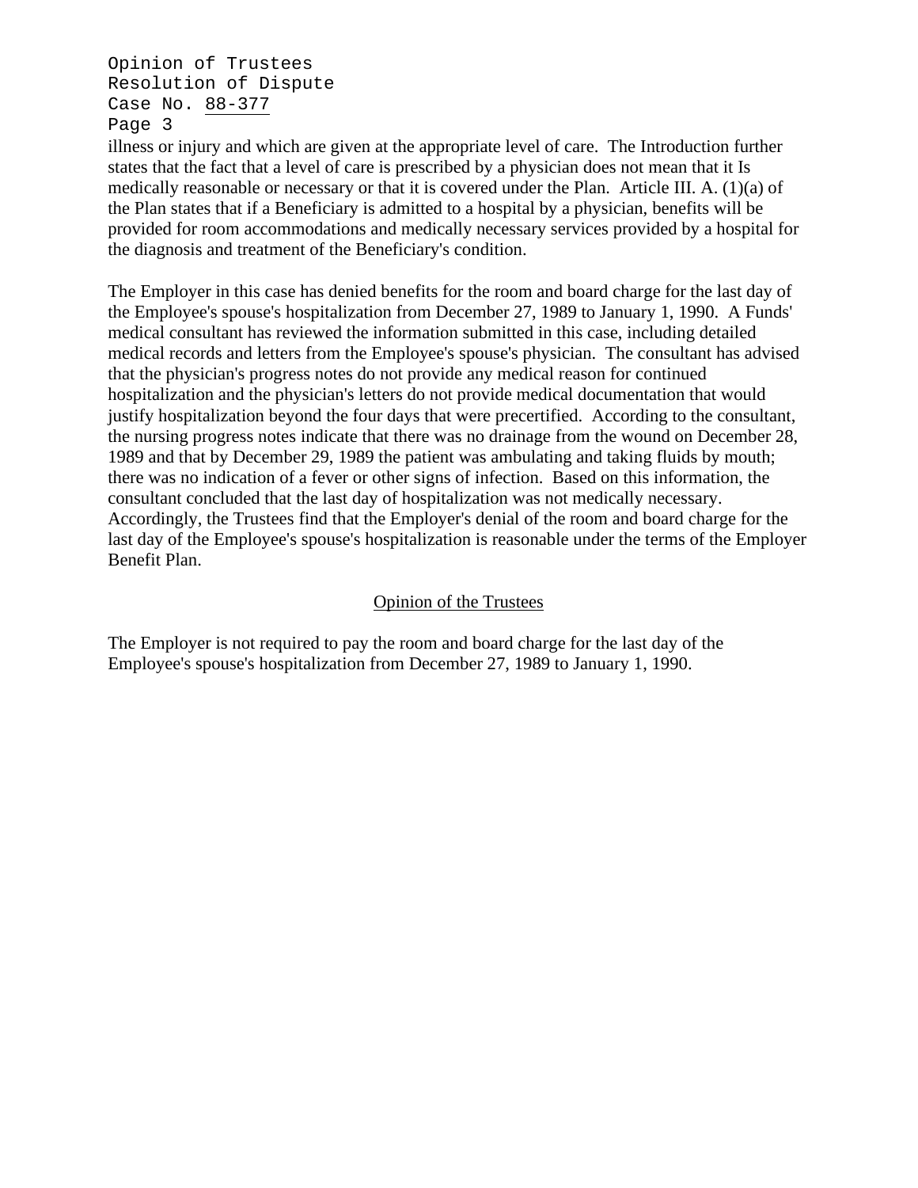illness or injury and which are given at the appropriate level of care. The Introduction further states that the fact that a level of care is prescribed by a physician does not mean that it Is medically reasonable or necessary or that it is covered under the Plan. Article III. A. (1)(a) of the Plan states that if a Beneficiary is admitted to a hospital by a physician, benefits will be provided for room accommodations and medically necessary services provided by a hospital for the diagnosis and treatment of the Beneficiary's condition.

The Employer in this case has denied benefits for the room and board charge for the last day of the Employee's spouse's hospitalization from December 27, 1989 to January 1, 1990. A Funds' medical consultant has reviewed the information submitted in this case, including detailed medical records and letters from the Employee's spouse's physician. The consultant has advised that the physician's progress notes do not provide any medical reason for continued hospitalization and the physician's letters do not provide medical documentation that would justify hospitalization beyond the four days that were precertified. According to the consultant, the nursing progress notes indicate that there was no drainage from the wound on December 28, 1989 and that by December 29, 1989 the patient was ambulating and taking fluids by mouth; there was no indication of a fever or other signs of infection. Based on this information, the consultant concluded that the last day of hospitalization was not medically necessary. Accordingly, the Trustees find that the Employer's denial of the room and board charge for the last day of the Employee's spouse's hospitalization is reasonable under the terms of the Employer Benefit Plan.

## Opinion of the Trustees

The Employer is not required to pay the room and board charge for the last day of the Employee's spouse's hospitalization from December 27, 1989 to January 1, 1990.